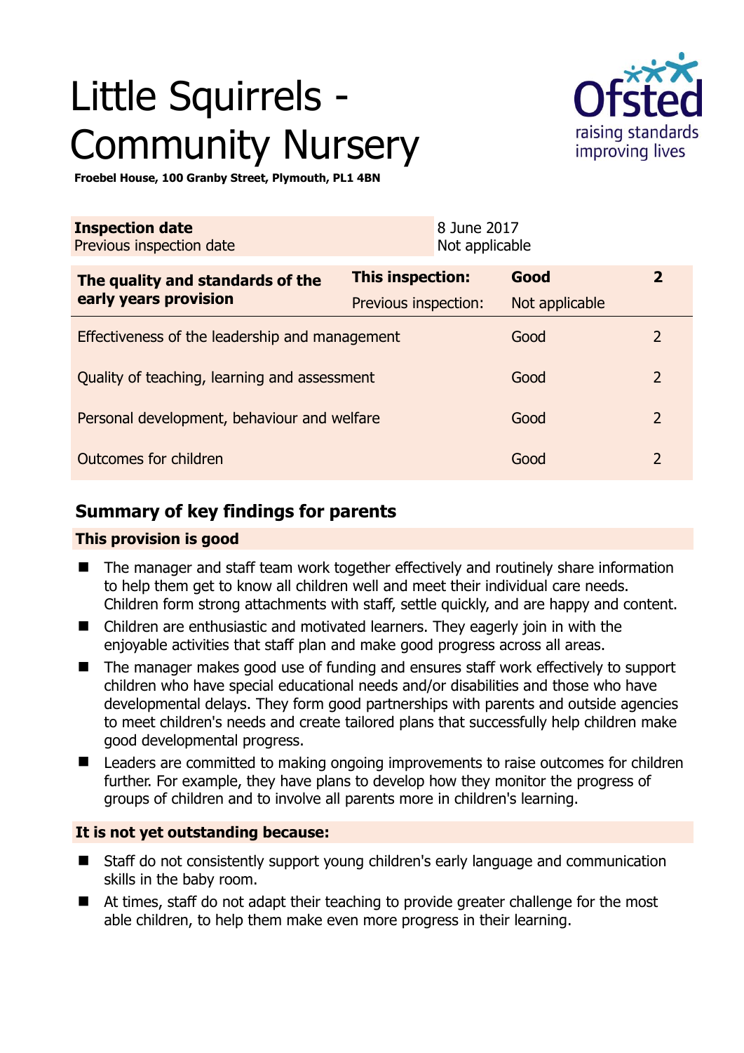# Little Squirrels - Community Nursery

**Froebel House, 100 Granby Street, Plymouth, PL1 4BN**

| **Inspection date** | 8 June 2017 |
|---|---|
| Previous inspection date | Not applicable |

| **The quality and standards of the early years provision** | **This inspection:** | **Good** | **2** |
|---|---|---|---|
| | Previous inspection: | Not applicable | |
| Effectiveness of the leadership and management | | Good | 2 |
| Quality of teaching, learning and assessment | | Good | 2 |
| Personal development, behaviour and welfare | | Good | 2 |
| Outcomes for children | | Good | 2 |

## Summary of key findings for parents

### This provision is good

- The manager and staff team work together effectively and routinely share information to help them get to know all children well and meet their individual care needs. Children form strong attachments with staff, settle quickly, and are happy and content.
- Children are enthusiastic and motivated learners. They eagerly join in with the enjoyable activities that staff plan and make good progress across all areas.
- The manager makes good use of funding and ensures staff work effectively to support children who have special educational needs and/or disabilities and those who have developmental delays. They form good partnerships with parents and outside agencies to meet children's needs and create tailored plans that successfully help children make good developmental progress.
- Leaders are committed to making ongoing improvements to raise outcomes for children further. For example, they have plans to develop how they monitor the progress of groups of children and to involve all parents more in children's learning.

### It is not yet outstanding because:

- Staff do not consistently support young children's early language and communication skills in the baby room.
- At times, staff do not adapt their teaching to provide greater challenge for the most able children, to help them make even more progress in their learning.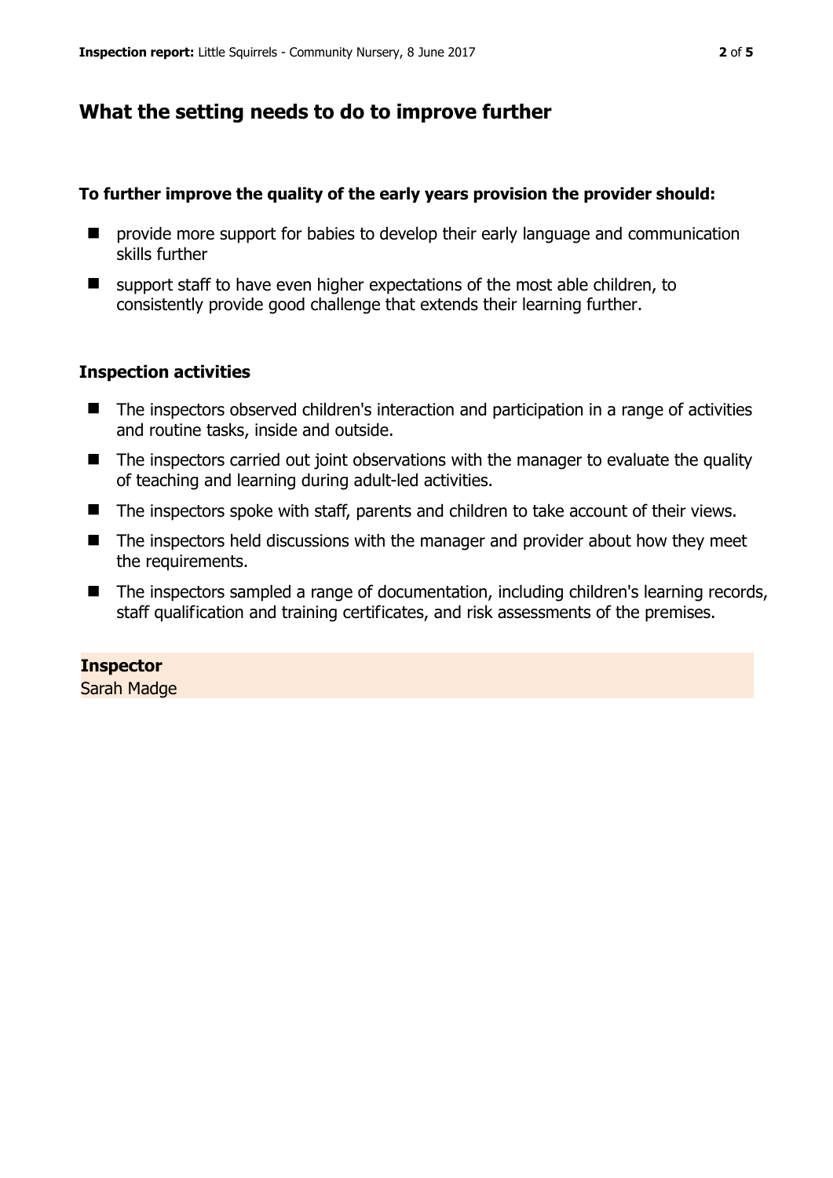## What the setting needs to do to improve further

**To further improve the quality of the early years provision the provider should:**

- provide more support for babies to develop their early language and communication skills further
- support staff to have even higher expectations of the most able children, to consistently provide good challenge that extends their learning further.

### Inspection activities

- The inspectors observed children's interaction and participation in a range of activities and routine tasks, inside and outside.
- The inspectors carried out joint observations with the manager to evaluate the quality of teaching and learning during adult-led activities.
- The inspectors spoke with staff, parents and children to take account of their views.
- The inspectors held discussions with the manager and provider about how they meet the requirements.
- The inspectors sampled a range of documentation, including children's learning records, staff qualification and training certificates, and risk assessments of the premises.

**Inspector**
Sarah Madge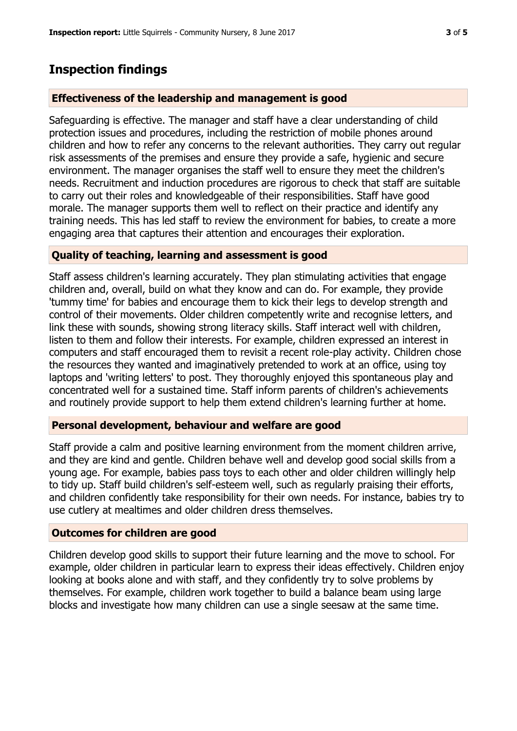## Inspection findings

### Effectiveness of the leadership and management is good

Safeguarding is effective. The manager and staff have a clear understanding of child protection issues and procedures, including the restriction of mobile phones around children and how to refer any concerns to the relevant authorities. They carry out regular risk assessments of the premises and ensure they provide a safe, hygienic and secure environment. The manager organises the staff well to ensure they meet the children's needs. Recruitment and induction procedures are rigorous to check that staff are suitable to carry out their roles and knowledgeable of their responsibilities. Staff have good morale. The manager supports them well to reflect on their practice and identify any training needs. This has led staff to review the environment for babies, to create a more engaging area that captures their attention and encourages their exploration.

### Quality of teaching, learning and assessment is good

Staff assess children's learning accurately. They plan stimulating activities that engage children and, overall, build on what they know and can do. For example, they provide 'tummy time' for babies and encourage them to kick their legs to develop strength and control of their movements. Older children competently write and recognise letters, and link these with sounds, showing strong literacy skills. Staff interact well with children, listen to them and follow their interests. For example, children expressed an interest in computers and staff encouraged them to revisit a recent role-play activity. Children chose the resources they wanted and imaginatively pretended to work at an office, using toy laptops and 'writing letters' to post. They thoroughly enjoyed this spontaneous play and concentrated well for a sustained time. Staff inform parents of children's achievements and routinely provide support to help them extend children's learning further at home.

### Personal development, behaviour and welfare are good

Staff provide a calm and positive learning environment from the moment children arrive, and they are kind and gentle. Children behave well and develop good social skills from a young age. For example, babies pass toys to each other and older children willingly help to tidy up. Staff build children's self-esteem well, such as regularly praising their efforts, and children confidently take responsibility for their own needs. For instance, babies try to use cutlery at mealtimes and older children dress themselves.

### Outcomes for children are good

Children develop good skills to support their future learning and the move to school. For example, older children in particular learn to express their ideas effectively. Children enjoy looking at books alone and with staff, and they confidently try to solve problems by themselves. For example, children work together to build a balance beam using large blocks and investigate how many children can use a single seesaw at the same time.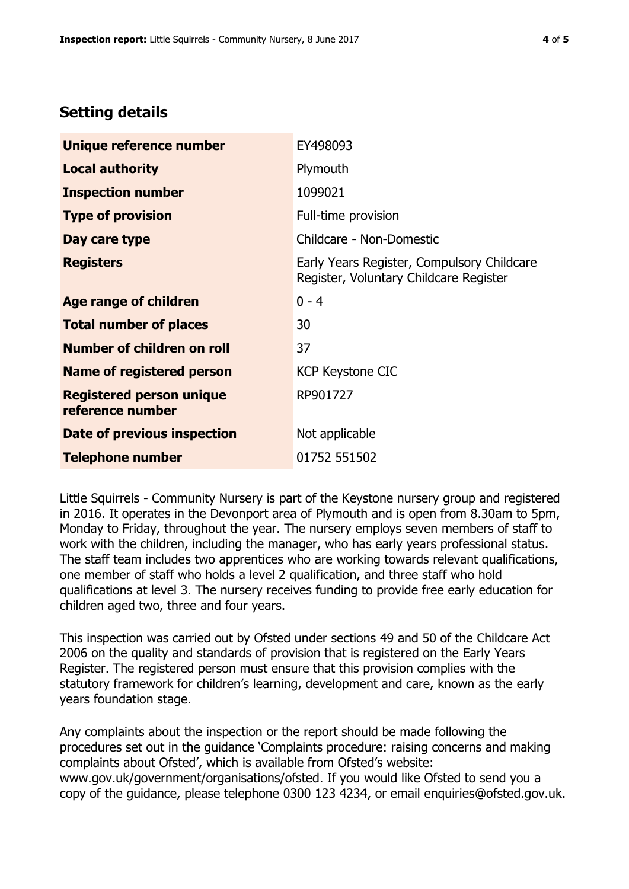## Setting details

| | |
|---|---|
| **Unique reference number** | EY498093 |
| **Local authority** | Plymouth |
| **Inspection number** | 1099021 |
| **Type of provision** | Full-time provision |
| **Day care type** | Childcare - Non-Domestic |
| **Registers** | Early Years Register, Compulsory Childcare Register, Voluntary Childcare Register |
| **Age range of children** | 0 - 4 |
| **Total number of places** | 30 |
| **Number of children on roll** | 37 |
| **Name of registered person** | KCP Keystone CIC |
| **Registered person unique reference number** | RP901727 |
| **Date of previous inspection** | Not applicable |
| **Telephone number** | 01752 551502 |

Little Squirrels - Community Nursery is part of the Keystone nursery group and registered in 2016. It operates in the Devonport area of Plymouth and is open from 8.30am to 5pm, Monday to Friday, throughout the year. The nursery employs seven members of staff to work with the children, including the manager, who has early years professional status. The staff team includes two apprentices who are working towards relevant qualifications, one member of staff who holds a level 2 qualification, and three staff who hold qualifications at level 3. The nursery receives funding to provide free early education for children aged two, three and four years.

This inspection was carried out by Ofsted under sections 49 and 50 of the Childcare Act 2006 on the quality and standards of provision that is registered on the Early Years Register. The registered person must ensure that this provision complies with the statutory framework for children's learning, development and care, known as the early years foundation stage.

Any complaints about the inspection or the report should be made following the procedures set out in the guidance 'Complaints procedure: raising concerns and making complaints about Ofsted', which is available from Ofsted's website: www.gov.uk/government/organisations/ofsted. If you would like Ofsted to send you a copy of the guidance, please telephone 0300 123 4234, or email enquiries@ofsted.gov.uk.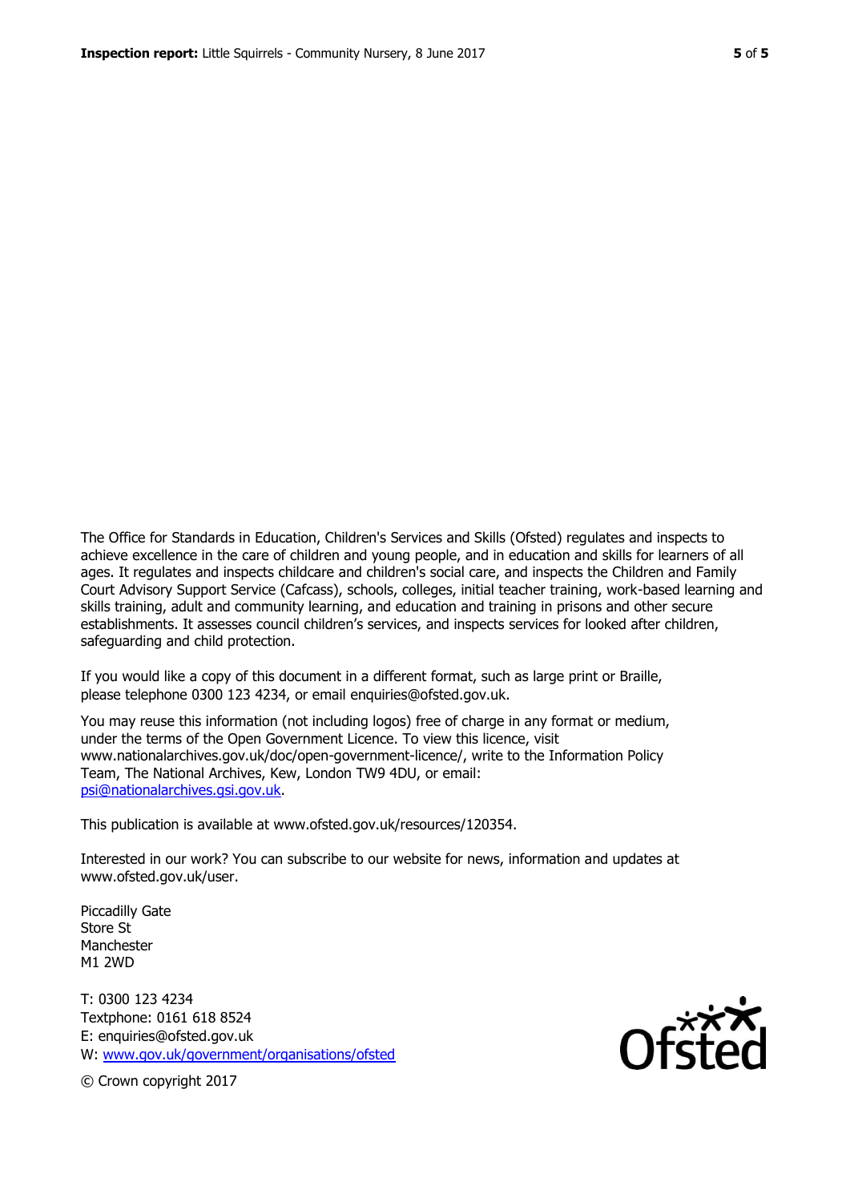The Office for Standards in Education, Children's Services and Skills (Ofsted) regulates and inspects to achieve excellence in the care of children and young people, and in education and skills for learners of all ages. It regulates and inspects childcare and children's social care, and inspects the Children and Family Court Advisory Support Service (Cafcass), schools, colleges, initial teacher training, work-based learning and skills training, adult and community learning, and education and training in prisons and other secure establishments. It assesses council children's services, and inspects services for looked after children, safeguarding and child protection.

If you would like a copy of this document in a different format, such as large print or Braille, please telephone 0300 123 4234, or email enquiries@ofsted.gov.uk.

You may reuse this information (not including logos) free of charge in any format or medium, under the terms of the Open Government Licence. To view this licence, visit www.nationalarchives.gov.uk/doc/open-government-licence/, write to the Information Policy Team, The National Archives, Kew, London TW9 4DU, or email: psi@nationalarchives.gsi.gov.uk.

This publication is available at www.ofsted.gov.uk/resources/120354.

Interested in our work? You can subscribe to our website for news, information and updates at www.ofsted.gov.uk/user.

Piccadilly Gate
Store St
Manchester
M1 2WD

T: 0300 123 4234
Textphone: 0161 618 8524
E: enquiries@ofsted.gov.uk
W: www.gov.uk/government/organisations/ofsted

© Crown copyright 2017